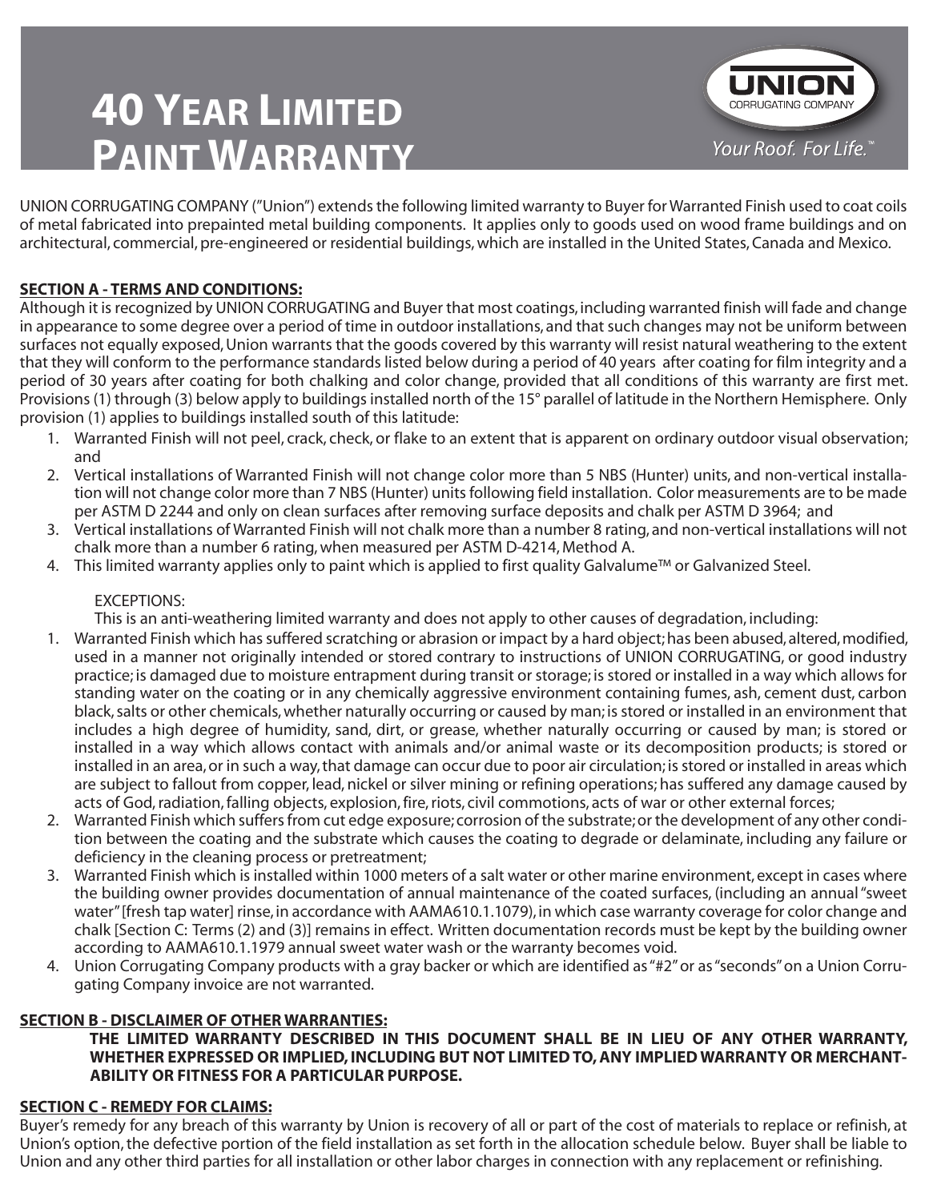# 40 Year Limited Paint Warranty

UNION CORRUGATING COMPANY
Your Roof. For Life.™

UNION CORRUGATING COMPANY ("Union") extends the following limited warranty to Buyer for Warranted Finish used to coat coils of metal fabricated into prepainted metal building components. It applies only to goods used on wood frame buildings and on architectural, commercial, pre-engineered or residential buildings, which are installed in the United States, Canada and Mexico.

**SECTION A - TERMS AND CONDITIONS:**

Although it is recognized by UNION CORRUGATING and Buyer that most coatings, including warranted finish will fade and change in appearance to some degree over a period of time in outdoor installations, and that such changes may not be uniform between surfaces not equally exposed, Union warrants that the goods covered by this warranty will resist natural weathering to the extent that they will conform to the performance standards listed below during a period of 40 years after coating for film integrity and a period of 30 years after coating for both chalking and color change, provided that all conditions of this warranty are first met. Provisions (1) through (3) below apply to buildings installed north of the 15° parallel of latitude in the Northern Hemisphere. Only provision (1) applies to buildings installed south of this latitude:

1. Warranted Finish will not peel, crack, check, or flake to an extent that is apparent on ordinary outdoor visual observation; and
2. Vertical installations of Warranted Finish will not change color more than 5 NBS (Hunter) units, and non-vertical installation will not change color more than 7 NBS (Hunter) units following field installation. Color measurements are to be made per ASTM D 2244 and only on clean surfaces after removing surface deposits and chalk per ASTM D 3964; and
3. Vertical installations of Warranted Finish will not chalk more than a number 8 rating, and non-vertical installations will not chalk more than a number 6 rating, when measured per ASTM D-4214, Method A.
4. This limited warranty applies only to paint which is applied to first quality Galvalume™ or Galvanized Steel.

EXCEPTIONS:

This is an anti-weathering limited warranty and does not apply to other causes of degradation, including:

1. Warranted Finish which has suffered scratching or abrasion or impact by a hard object; has been abused, altered, modified, used in a manner not originally intended or stored contrary to instructions of UNION CORRUGATING, or good industry practice; is damaged due to moisture entrapment during transit or storage; is stored or installed in a way which allows for standing water on the coating or in any chemically aggressive environment containing fumes, ash, cement dust, carbon black, salts or other chemicals, whether naturally occurring or caused by man; is stored or installed in an environment that includes a high degree of humidity, sand, dirt, or grease, whether naturally occurring or caused by man; is stored or installed in a way which allows contact with animals and/or animal waste or its decomposition products; is stored or installed in an area, or in such a way, that damage can occur due to poor air circulation; is stored or installed in areas which are subject to fallout from copper, lead, nickel or silver mining or refining operations; has suffered any damage caused by acts of God, radiation, falling objects, explosion, fire, riots, civil commotions, acts of war or other external forces;
2. Warranted Finish which suffers from cut edge exposure; corrosion of the substrate; or the development of any other condition between the coating and the substrate which causes the coating to degrade or delaminate, including any failure or deficiency in the cleaning process or pretreatment;
3. Warranted Finish which is installed within 1000 meters of a salt water or other marine environment, except in cases where the building owner provides documentation of annual maintenance of the coated surfaces, (including an annual "sweet water" [fresh tap water] rinse, in accordance with AAMA610.1.1079), in which case warranty coverage for color change and chalk [Section C: Terms (2) and (3)] remains in effect. Written documentation records must be kept by the building owner according to AAMA610.1.1979 annual sweet water wash or the warranty becomes void.
4. Union Corrugating Company products with a gray backer or which are identified as "#2" or as "seconds" on a Union Corrugating Company invoice are not warranted.

**SECTION B - DISCLAIMER OF OTHER WARRANTIES:**

**THE LIMITED WARRANTY DESCRIBED IN THIS DOCUMENT SHALL BE IN LIEU OF ANY OTHER WARRANTY, WHETHER EXPRESSED OR IMPLIED, INCLUDING BUT NOT LIMITED TO, ANY IMPLIED WARRANTY OR MERCHANTABILITY OR FITNESS FOR A PARTICULAR PURPOSE.**

**SECTION C - REMEDY FOR CLAIMS:**

Buyer's remedy for any breach of this warranty by Union is recovery of all or part of the cost of materials to replace or refinish, at Union's option, the defective portion of the field installation as set forth in the allocation schedule below. Buyer shall be liable to Union and any other third parties for all installation or other labor charges in connection with any replacement or refinishing.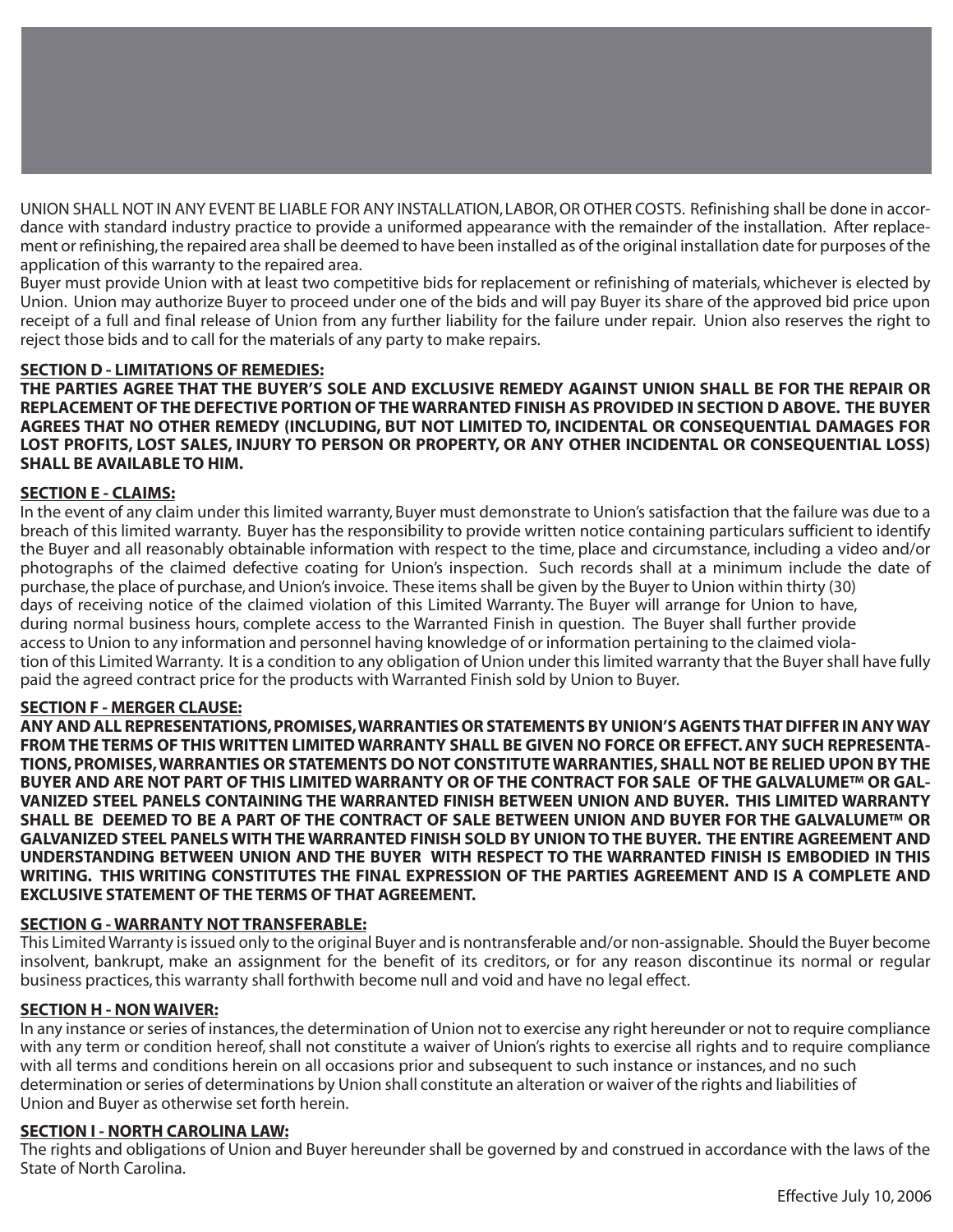UNION SHALL NOT IN ANY EVENT BE LIABLE FOR ANY INSTALLATION, LABOR, OR OTHER COSTS. Refinishing shall be done in accordance with standard industry practice to provide a uniformed appearance with the remainder of the installation. After replacement or refinishing, the repaired area shall be deemed to have been installed as of the original installation date for purposes of the application of this warranty to the repaired area.

Buyer must provide Union with at least two competitive bids for replacement or refinishing of materials, whichever is elected by Union. Union may authorize Buyer to proceed under one of the bids and will pay Buyer its share of the approved bid price upon receipt of a full and final release of Union from any further liability for the failure under repair. Union also reserves the right to reject those bids and to call for the materials of any party to make repairs.

**SECTION D - LIMITATIONS OF REMEDIES:**

**THE PARTIES AGREE THAT THE BUYER'S SOLE AND EXCLUSIVE REMEDY AGAINST UNION SHALL BE FOR THE REPAIR OR REPLACEMENT OF THE DEFECTIVE PORTION OF THE WARRANTED FINISH AS PROVIDED IN SECTION D ABOVE. THE BUYER AGREES THAT NO OTHER REMEDY (INCLUDING, BUT NOT LIMITED TO, INCIDENTAL OR CONSEQUENTIAL DAMAGES FOR LOST PROFITS, LOST SALES, INJURY TO PERSON OR PROPERTY, OR ANY OTHER INCIDENTAL OR CONSEQUENTIAL LOSS) SHALL BE AVAILABLE TO HIM.**

**SECTION E - CLAIMS:**

In the event of any claim under this limited warranty, Buyer must demonstrate to Union's satisfaction that the failure was due to a breach of this limited warranty. Buyer has the responsibility to provide written notice containing particulars sufficient to identify the Buyer and all reasonably obtainable information with respect to the time, place and circumstance, including a video and/or photographs of the claimed defective coating for Union's inspection. Such records shall at a minimum include the date of purchase, the place of purchase, and Union's invoice. These items shall be given by the Buyer to Union within thirty (30) days of receiving notice of the claimed violation of this Limited Warranty. The Buyer will arrange for Union to have, during normal business hours, complete access to the Warranted Finish in question. The Buyer shall further provide access to Union to any information and personnel having knowledge of or information pertaining to the claimed violation of this Limited Warranty. It is a condition to any obligation of Union under this limited warranty that the Buyer shall have fully paid the agreed contract price for the products with Warranted Finish sold by Union to Buyer.

**SECTION F - MERGER CLAUSE:**

**ANY AND ALL REPRESENTATIONS, PROMISES, WARRANTIES OR STATEMENTS BY UNION'S AGENTS THAT DIFFER IN ANY WAY FROM THE TERMS OF THIS WRITTEN LIMITED WARRANTY SHALL BE GIVEN NO FORCE OR EFFECT. ANY SUCH REPRESENTATIONS, PROMISES, WARRANTIES OR STATEMENTS DO NOT CONSTITUTE WARRANTIES, SHALL NOT BE RELIED UPON BY THE BUYER AND ARE NOT PART OF THIS LIMITED WARRANTY OR OF THE CONTRACT FOR SALE OF THE GALVALUME™ OR GALVANIZED STEEL PANELS CONTAINING THE WARRANTED FINISH BETWEEN UNION AND BUYER. THIS LIMITED WARRANTY SHALL BE DEEMED TO BE A PART OF THE CONTRACT OF SALE BETWEEN UNION AND BUYER FOR THE GALVALUME™ OR GALVANIZED STEEL PANELS WITH THE WARRANTED FINISH SOLD BY UNION TO THE BUYER. THE ENTIRE AGREEMENT AND UNDERSTANDING BETWEEN UNION AND THE BUYER WITH RESPECT TO THE WARRANTED FINISH IS EMBODIED IN THIS WRITING. THIS WRITING CONSTITUTES THE FINAL EXPRESSION OF THE PARTIES AGREEMENT AND IS A COMPLETE AND EXCLUSIVE STATEMENT OF THE TERMS OF THAT AGREEMENT.**

**SECTION G - WARRANTY NOT TRANSFERABLE:**

This Limited Warranty is issued only to the original Buyer and is nontransferable and/or non-assignable. Should the Buyer become insolvent, bankrupt, make an assignment for the benefit of its creditors, or for any reason discontinue its normal or regular business practices, this warranty shall forthwith become null and void and have no legal effect.

**SECTION H - NON WAIVER:**

In any instance or series of instances, the determination of Union not to exercise any right hereunder or not to require compliance with any term or condition hereof, shall not constitute a waiver of Union's rights to exercise all rights and to require compliance with all terms and conditions herein on all occasions prior and subsequent to such instance or instances, and no such determination or series of determinations by Union shall constitute an alteration or waiver of the rights and liabilities of Union and Buyer as otherwise set forth herein.

**SECTION I - NORTH CAROLINA LAW:**

The rights and obligations of Union and Buyer hereunder shall be governed by and construed in accordance with the laws of the State of North Carolina.

Effective July 10, 2006